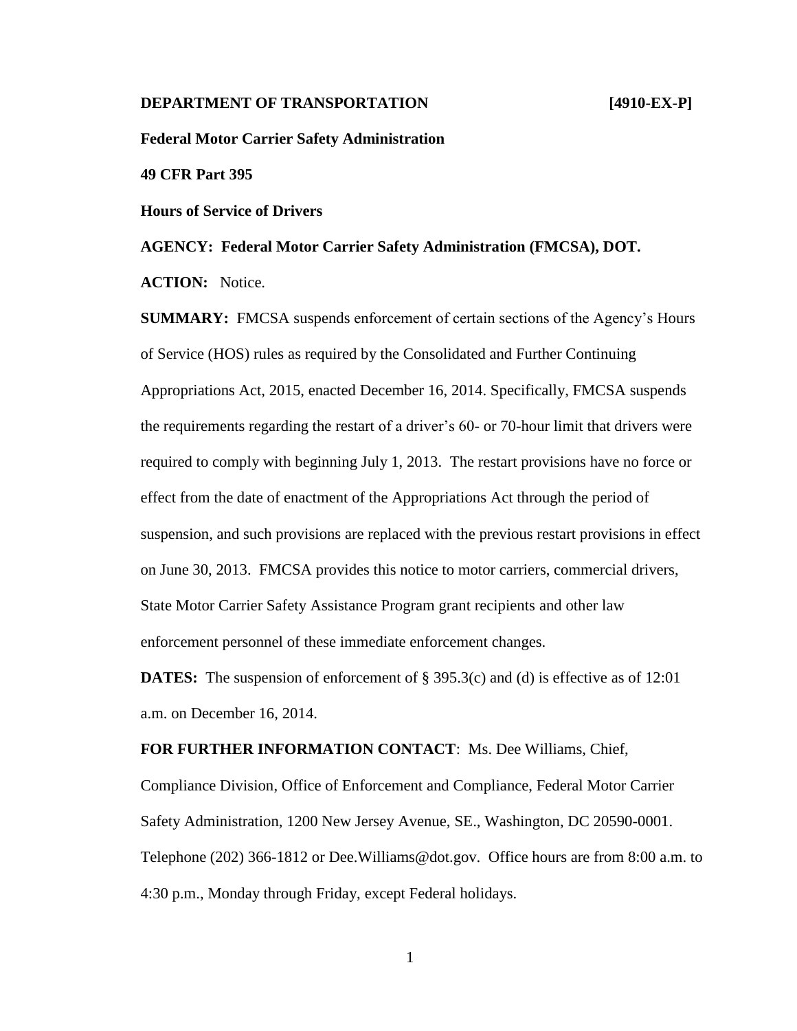**DEPARTMENT OF TRANSPORTATION** **[4910-EX-P]**

**Federal Motor Carrier Safety Administration**

**49 CFR Part 395**

**Hours of Service of Drivers**

**AGENCY: Federal Motor Carrier Safety Administration (FMCSA), DOT.**

**ACTION:** Notice.

**SUMMARY:** FMCSA suspends enforcement of certain sections of the Agency's Hours of Service (HOS) rules as required by the Consolidated and Further Continuing Appropriations Act, 2015, enacted December 16, 2014. Specifically, FMCSA suspends the requirements regarding the restart of a driver's 60- or 70-hour limit that drivers were required to comply with beginning July 1, 2013. The restart provisions have no force or effect from the date of enactment of the Appropriations Act through the period of suspension, and such provisions are replaced with the previous restart provisions in effect on June 30, 2013. FMCSA provides this notice to motor carriers, commercial drivers, State Motor Carrier Safety Assistance Program grant recipients and other law enforcement personnel of these immediate enforcement changes.

**DATES:** The suspension of enforcement of § 395.3(c) and (d) is effective as of 12:01 a.m. on December 16, 2014.

**FOR FURTHER INFORMATION CONTACT**: Ms. Dee Williams, Chief, Compliance Division, Office of Enforcement and Compliance, Federal Motor Carrier Safety Administration, 1200 New Jersey Avenue, SE., Washington, DC 20590-0001. Telephone (202) 366-1812 or Dee.Williams@dot.gov. Office hours are from 8:00 a.m. to 4:30 p.m., Monday through Friday, except Federal holidays.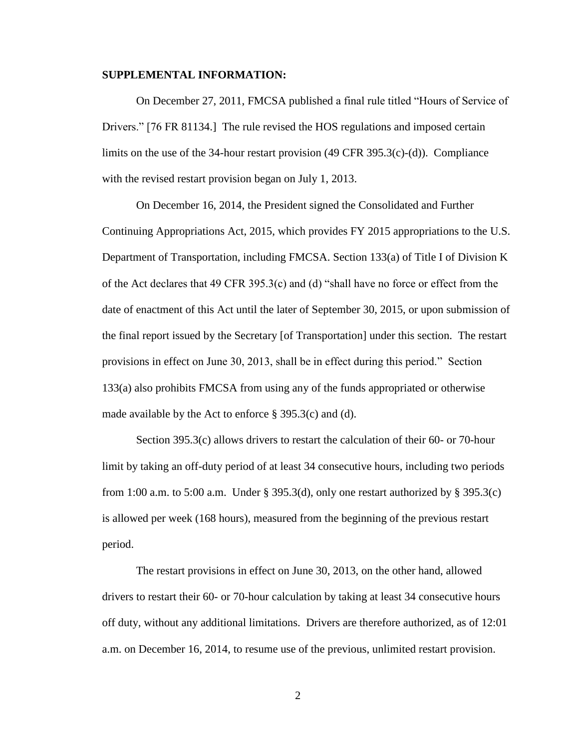**SUPPLEMENTAL INFORMATION:**

On December 27, 2011, FMCSA published a final rule titled "Hours of Service of Drivers." [76 FR 81134.] The rule revised the HOS regulations and imposed certain limits on the use of the 34-hour restart provision (49 CFR 395.3(c)-(d)). Compliance with the revised restart provision began on July 1, 2013.

On December 16, 2014, the President signed the Consolidated and Further Continuing Appropriations Act, 2015, which provides FY 2015 appropriations to the U.S. Department of Transportation, including FMCSA. Section 133(a) of Title I of Division K of the Act declares that 49 CFR 395.3(c) and (d) "shall have no force or effect from the date of enactment of this Act until the later of September 30, 2015, or upon submission of the final report issued by the Secretary [of Transportation] under this section. The restart provisions in effect on June 30, 2013, shall be in effect during this period." Section 133(a) also prohibits FMCSA from using any of the funds appropriated or otherwise made available by the Act to enforce § 395.3(c) and (d).

Section 395.3(c) allows drivers to restart the calculation of their 60- or 70-hour limit by taking an off-duty period of at least 34 consecutive hours, including two periods from 1:00 a.m. to 5:00 a.m. Under § 395.3(d), only one restart authorized by § 395.3(c) is allowed per week (168 hours), measured from the beginning of the previous restart period.

The restart provisions in effect on June 30, 2013, on the other hand, allowed drivers to restart their 60- or 70-hour calculation by taking at least 34 consecutive hours off duty, without any additional limitations. Drivers are therefore authorized, as of 12:01 a.m. on December 16, 2014, to resume use of the previous, unlimited restart provision.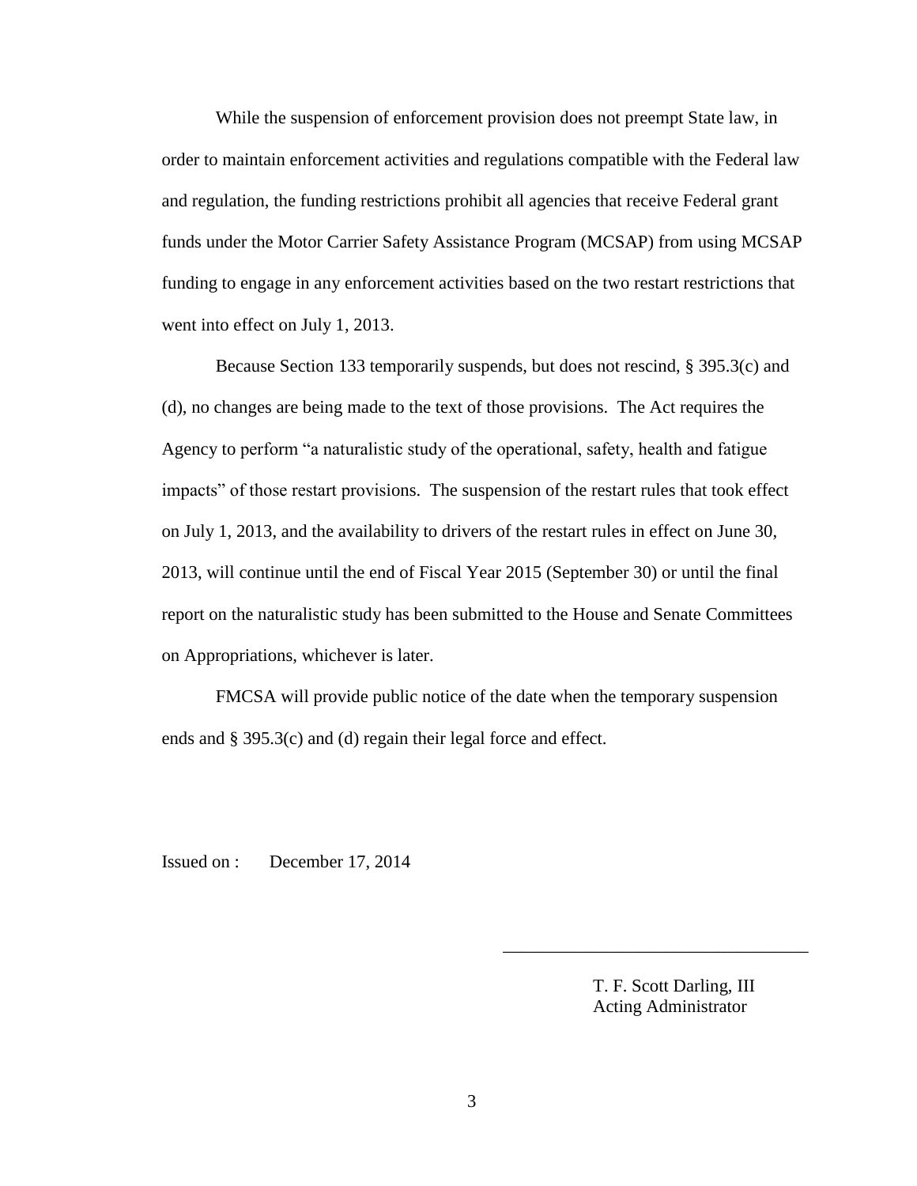While the suspension of enforcement provision does not preempt State law, in order to maintain enforcement activities and regulations compatible with the Federal law and regulation, the funding restrictions prohibit all agencies that receive Federal grant funds under the Motor Carrier Safety Assistance Program (MCSAP) from using MCSAP funding to engage in any enforcement activities based on the two restart restrictions that went into effect on July 1, 2013.

Because Section 133 temporarily suspends, but does not rescind, § 395.3(c) and (d), no changes are being made to the text of those provisions. The Act requires the Agency to perform "a naturalistic study of the operational, safety, health and fatigue impacts" of those restart provisions. The suspension of the restart rules that took effect on July 1, 2013, and the availability to drivers of the restart rules in effect on June 30, 2013, will continue until the end of Fiscal Year 2015 (September 30) or until the final report on the naturalistic study has been submitted to the House and Senate Committees on Appropriations, whichever is later.

FMCSA will provide public notice of the date when the temporary suspension ends and § 395.3(c) and (d) regain their legal force and effect.

Issued on : December 17, 2014

\_\_\_\_\_\_\_\_\_\_\_\_\_\_\_\_\_\_\_\_\_\_\_\_\_\_\_\_\_\_\_\_\_\_\_

T. F. Scott Darling, III
Acting Administrator